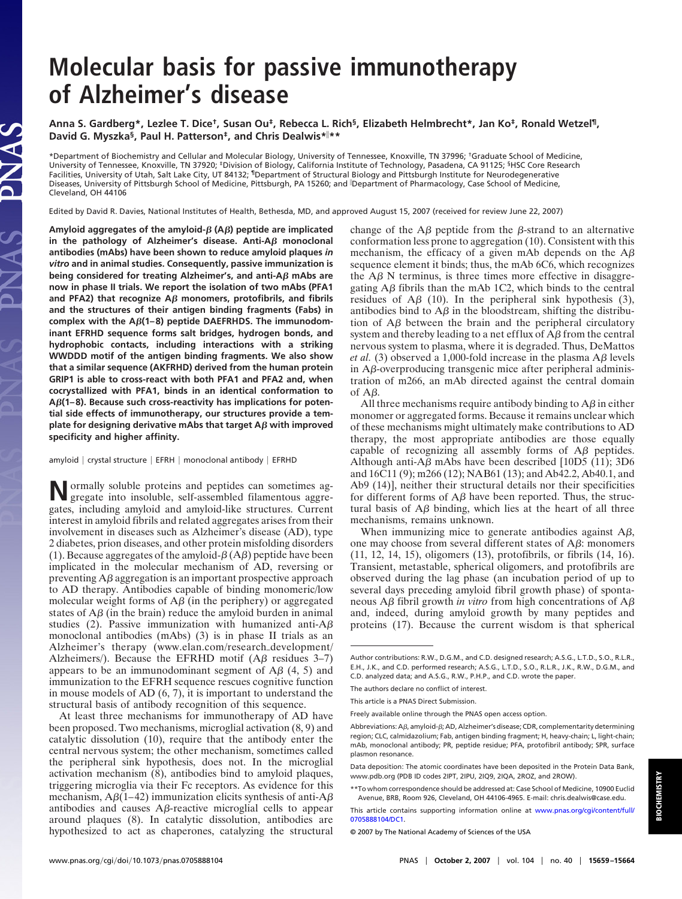# Molecular basis for passive immunotherapy of Alzheimer's disease

Anna S. Gardberg*, Lezlee T. Dice[†], Susan Ou[‡], Rebecca L. Rich[§], Elizabeth Helmbrecht*, Jan Ko[‡], Ronald Wetzel[¶], David G. Myszka[§], Paul H. Patterson[‡], and Chris Dealwis*[‖]**

*Department of Biochemistry and Cellular and Molecular Biology, University of Tennessee, Knoxville, TN 37996; [†]Graduate School of Medicine, University of Tennessee, Knoxville, TN 37920; [‡]Division of Biology, California Institute of Technology, Pasadena, CA 91125; [§]HSC Core Research Facilities, University of Utah, Salt Lake City, UT 84132; [¶]Department of Structural Biology and Pittsburgh Institute for Neurodegenerative Diseases, University of Pittsburgh School of Medicine, Pittsburgh, PA 15260; and [‖]Department of Pharmacology, Case School of Medicine, Cleveland, OH 44106

Edited by David R. Davies, National Institutes of Health, Bethesda, MD, and approved August 15, 2007 (received for review June 22, 2007)

**Amyloid aggregates of the amyloid-β (Aβ) peptide are implicated in the pathology of Alzheimer's disease. Anti-Aβ monoclonal antibodies (mAbs) have been shown to reduce amyloid plaques *in vitro* and in animal studies. Consequently, passive immunization is being considered for treating Alzheimer's, and anti-Aβ mAbs are now in phase II trials. We report the isolation of two mAbs (PFA1 and PFA2) that recognize Aβ monomers, protofibrils, and fibrils and the structures of their antigen binding fragments (Fabs) in complex with the Aβ(1–8) peptide DAEFRHDS. The immunodominant EFRHD sequence forms salt bridges, hydrogen bonds, and hydrophobic contacts, including interactions with a striking WWDDD motif of the antigen binding fragments. We also show that a similar sequence (AKFRHD) derived from the human protein GRIP1 is able to cross-react with both PFA1 and PFA2 and, when cocrystallized with PFA1, binds in an identical conformation to Aβ(1–8). Because such cross-reactivity has implications for potential side effects of immunotherapy, our structures provide a template for designing derivative mAbs that target Aβ with improved specificity and higher affinity.**

amyloid | crystal structure | EFRH | monoclonal antibody | EFRHD

Normally soluble proteins and peptides can sometimes aggregate into insoluble, self-assembled filamentous aggregates, including amyloid and amyloid-like structures. Current interest in amyloid fibrils and related aggregates arises from their involvement in diseases such as Alzheimer's disease (AD), type 2 diabetes, prion diseases, and other protein misfolding disorders (1). Because aggregates of the amyloid-β (Aβ) peptide have been implicated in the molecular mechanism of AD, reversing or preventing Aβ aggregation is an important prospective approach to AD therapy. Antibodies capable of binding monomeric/low molecular weight forms of Aβ (in the periphery) or aggregated states of Aβ (in the brain) reduce the amyloid burden in animal studies (2). Passive immunization with humanized anti-Aβ monoclonal antibodies (mAbs) (3) is in phase II trials as an Alzheimer's therapy (www.elan.com/research_development/Alzheimers/). Because the EFRHD motif (Aβ residues 3–7) appears to be an immunodominant segment of Aβ (4, 5) and immunization to the EFRH sequence rescues cognitive function in mouse models of AD (6, 7), it is important to understand the structural basis of antibody recognition of this sequence.

At least three mechanisms for immunotherapy of AD have been proposed. Two mechanisms, microglial activation (8, 9) and catalytic dissolution (10), require that the antibody enter the central nervous system; the other mechanism, sometimes called the peripheral sink hypothesis, does not. In the microglial activation mechanism (8), antibodies bind to amyloid plaques, triggering microglia via their Fc receptors. As evidence for this mechanism, Aβ(1–42) immunization elicits synthesis of anti-Aβ antibodies and causes Aβ-reactive microglial cells to appear around plaques (8). In catalytic dissolution, antibodies are hypothesized to act as chaperones, catalyzing the structural change of the Aβ peptide from the β-strand to an alternative conformation less prone to aggregation (10). Consistent with this mechanism, the efficacy of a given mAb depends on the Aβ sequence element it binds; thus, the mAb 6C6, which recognizes the Aβ N terminus, is three times more effective in disaggregating Aβ fibrils than the mAb 1C2, which binds to the central residues of Aβ (10). In the peripheral sink hypothesis (3), antibodies bind to Aβ in the bloodstream, shifting the distribution of Aβ between the brain and the peripheral circulatory system and thereby leading to a net efflux of Aβ from the central nervous system to plasma, where it is degraded. Thus, DeMattos *et al.* (3) observed a 1,000-fold increase in the plasma Aβ levels in Aβ-overproducing transgenic mice after peripheral administration of m266, an mAb directed against the central domain of Aβ.

All three mechanisms require antibody binding to Aβ in either monomer or aggregated forms. Because it remains unclear which of these mechanisms might ultimately make contributions to AD therapy, the most appropriate antibodies are those equally capable of recognizing all assembly forms of Aβ peptides. Although anti-Aβ mAbs have been described [10D5 (11); 3D6 and 16C11 (9); m266 (12); NAB61 (13); and Ab42.2, Ab40.1, and Ab9 (14)], neither their structural details nor their specificities for different forms of Aβ have been reported. Thus, the structural basis of Aβ binding, which lies at the heart of all three mechanisms, remains unknown.

When immunizing mice to generate antibodies against Aβ, one may choose from several different states of Aβ: monomers (11, 12, 14, 15), oligomers (13), protofibrils (14, 16), or fibrils (14, 16). Transient, metastable, spherical oligomers, and protofibrils are observed during the lag phase (an incubation period of up to several days preceding amyloid fibril growth phase) of spontaneous Aβ fibril growth *in vitro* from high concentrations of Aβ and, indeed, during amyloid growth by many peptides and proteins (17). Because the current wisdom is that spherical

---

Author contributions: R.W., D.G.M., and C.D. designed research; A.S.G., L.T.D., S.O., R.L.R., E.H., J.K., and C.D. performed research; A.S.G., L.T.D., S.O., R.L.R., J.K., R.W., D.G.M., and C.D. analyzed data; and A.S.G., R.W., P.H.P., and C.D. wrote the paper.

The authors declare no conflict of interest.

This article is a PNAS Direct Submission.

Freely available online through the PNAS open access option.

Abbreviations: Aβ, amyloid-β; AD, Alzheimer's disease; CDR, complementarity determining region; CLC, calmidazolium; Fab, antigen binding fragment; H, heavy-chain; L, light-chain; mAb, monoclonal antibody; PR, peptide residue; PFA, protofibril antibody; SPR, surface plasmon resonance.

Data deposition: The atomic coordinates have been deposited in the Protein Data Bank, www.pdb.org (PDB ID codes 2IPT, 2IPU, 2IQ9, 2IQA, 2ROZ, and 2ROW).

**To whom correspondence should be addressed at: Case School of Medicine, 10900 Euclid Avenue, BRB, Room 926, Cleveland, OH 44106-4965. E-mail: chris.dealwis@case.edu.

This article contains supporting information online at www.pnas.org/cgi/content/full/0705888104/DC1.

© 2007 by The National Academy of Sciences of the USA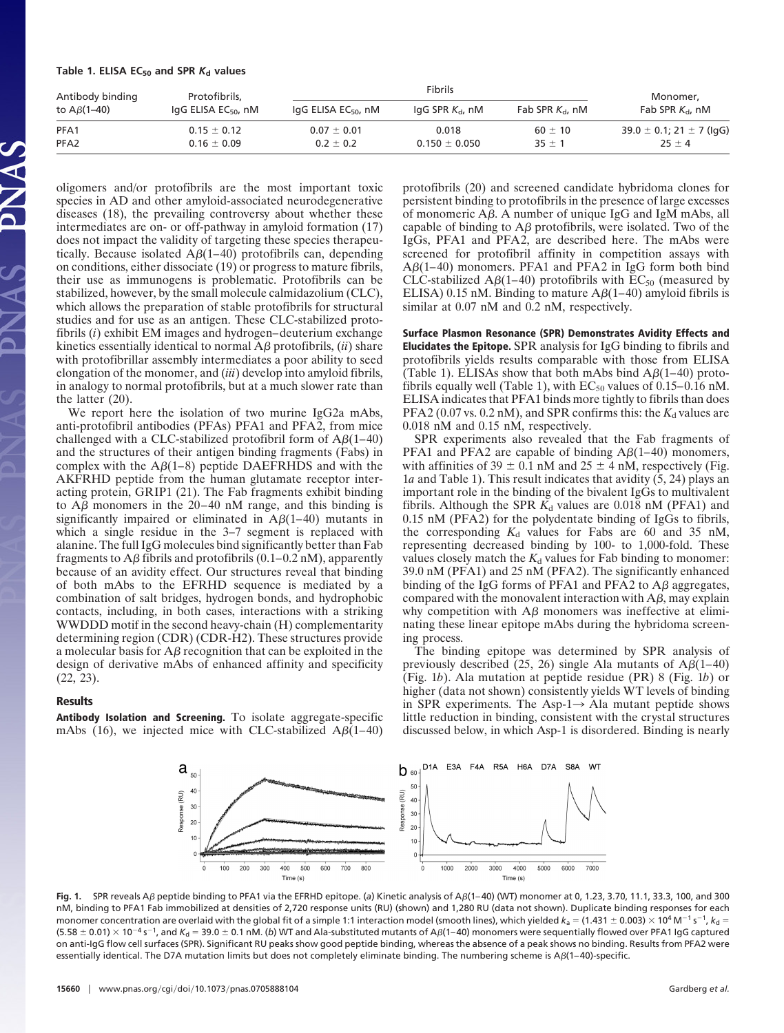**Table 1. ELISA $EC_{50}$ and SPR $K_d$ values**

| Antibody binding to Aβ(1–40) | Protofibrils, IgG ELISA $EC_{50}$, nM | Fibrils | | | Monomer, Fab SPR $K_d$, nM |
|---|---|---|---|---|---|
| | | IgG ELISA $EC_{50}$, nM | IgG SPR $K_d$, nM | Fab SPR $K_d$, nM | |
| PFA1 | 0.15 ± 0.12 | 0.07 ± 0.01 | 0.018 | 60 ± 10 | 39.0 ± 0.1; 21 ± 7 (IgG) |
| PFA2 | 0.16 ± 0.09 | 0.2 ± 0.2 | 0.150 ± 0.050 | 35 ± 1 | 25 ± 4 |

oligomers and/or protofibrils are the most important toxic species in AD and other amyloid-associated neurodegenerative diseases (18), the prevailing controversy about whether these intermediates are on- or off-pathway in amyloid formation (17) does not impact the validity of targeting these species therapeutically. Because isolated Aβ(1–40) protofibrils can, depending on conditions, either dissociate (19) or progress to mature fibrils, their use as immunogens is problematic. Protofibrils can be stabilized, however, by the small molecule calmidazolium (CLC), which allows the preparation of stable protofibrils for structural studies and for use as an antigen. These CLC-stabilized protofibrils (*i*) exhibit EM images and hydrogen–deuterium exchange kinetics essentially identical to normal Aβ protofibrils, (*ii*) share with protofibrillar assembly intermediates a poor ability to seed elongation of the monomer, and (*iii*) develop into amyloid fibrils, in analogy to normal protofibrils, but at a much slower rate than the latter (20).

We report here the isolation of two murine IgG2a mAbs, anti-protofibril antibodies (PFAs) PFA1 and PFA2, from mice challenged with a CLC-stabilized protofibril form of Aβ(1–40) and the structures of their antigen binding fragments (Fabs) in complex with the Aβ(1–8) peptide DAEFRHDS and with the AKFRHD peptide from the human glutamate receptor interacting protein, GRIP1 (21). The Fab fragments exhibit binding to Aβ monomers in the 20–40 nM range, and this binding is significantly impaired or eliminated in Aβ(1–40) mutants in which a single residue in the 3–7 segment is replaced with alanine. The full IgG molecules bind significantly better than Fab fragments to Aβ fibrils and protofibrils (0.1–0.2 nM), apparently because of an avidity effect. Our structures reveal that binding of both mAbs to the EFRHD sequence is mediated by a combination of salt bridges, hydrogen bonds, and hydrophobic contacts, including, in both cases, interactions with a striking WWDDD motif in the second heavy-chain (H) complementarity determining region (CDR) (CDR-H2). These structures provide a molecular basis for Aβ recognition that can be exploited in the design of derivative mAbs of enhanced affinity and specificity (22, 23).

## Results

**Antibody Isolation and Screening.** To isolate aggregate-specific mAbs (16), we injected mice with CLC-stabilized Aβ(1–40) protofibrils (20) and screened candidate hybridoma clones for persistent binding to protofibrils in the presence of large excesses of monomeric Aβ. A number of unique IgG and IgM mAbs, all capable of binding to Aβ protofibrils, were isolated. Two of the IgGs, PFA1 and PFA2, are described here. The mAbs were screened for protofibril affinity in competition assays with Aβ(1–40) monomers. PFA1 and PFA2 in IgG form both bind CLC-stabilized Aβ(1–40) protofibrils with $EC_{50}$ (measured by ELISA) 0.15 nM. Binding to mature Aβ(1–40) amyloid fibrils is similar at 0.07 nM and 0.2 nM, respectively.

**Surface Plasmon Resonance (SPR) Demonstrates Avidity Effects and Elucidates the Epitope.** SPR analysis for IgG binding to fibrils and protofibrils yields results comparable with those from ELISA (Table 1). ELISAs show that both mAbs bind Aβ(1–40) protofibrils equally well (Table 1), with $EC_{50}$ values of 0.15–0.16 nM. ELISA indicates that PFA1 binds more tightly to fibrils than does PFA2 (0.07 vs. 0.2 nM), and SPR confirms this: the $K_d$ values are 0.018 nM and 0.15 nM, respectively.

SPR experiments also revealed that the Fab fragments of PFA1 and PFA2 are capable of binding Aβ(1–40) monomers, with affinities of 39 ± 0.1 nM and 25 ± 4 nM, respectively (Fig. 1*a* and Table 1). This result indicates that avidity (5, 24) plays an important role in the binding of the bivalent IgGs to multivalent fibrils. Although the SPR $K_d$ values are 0.018 nM (PFA1) and 0.15 nM (PFA2) for the polydentate binding of IgGs to fibrils, the corresponding $K_d$ values for Fabs are 60 and 35 nM, representing decreased binding by 100- to 1,000-fold. These values closely match the $K_d$ values for Fab binding to monomer: 39.0 nM (PFA1) and 25 nM (PFA2). The significantly enhanced binding of the IgG forms of PFA1 and PFA2 to Aβ aggregates, compared with the monovalent interaction with Aβ, may explain why competition with Aβ monomers was ineffective at eliminating these linear epitope mAbs during the hybridoma screening process.

The binding epitope was determined by SPR analysis of previously described (25, 26) single Ala mutants of Aβ(1–40) (Fig. 1*b*). Ala mutation at peptide residue (PR) 8 (Fig. 1*b*) or higher (data not shown) consistently yields WT levels of binding in SPR experiments. The Asp-1→ Ala mutant peptide shows little reduction in binding, consistent with the crystal structures discussed below, in which Asp-1 is disordered. Binding is nearly

**Fig. 1.** SPR reveals Aβ peptide binding to PFA1 via the EFRHD epitope. (*a*) Kinetic analysis of Aβ(1–40) (WT) monomer at 0, 1.23, 3.70, 11.1, 33.3, 100, and 300 nM, binding to PFA1 Fab immobilized at densities of 2,720 response units (RU) (shown) and 1,280 RU (data not shown). Duplicate binding responses for each monomer concentration are overlaid with the global fit of a simple 1:1 interaction model (smooth lines), which yielded $k_a = (1.431 \pm 0.003) \times 10^4\ M^{-1}\ s^{-1}$, $k_d = (5.58 \pm 0.01) \times 10^{-4}\ s^{-1}$, and $K_d = 39.0 \pm 0.1$ nM. (*b*) WT and Ala-substituted mutants of Aβ(1–40) monomers were sequentially flowed over PFA1 IgG captured on anti-IgG flow cell surfaces (SPR). Significant RU peaks show good peptide binding, whereas the absence of a peak shows no binding. Results from PFA2 were essentially identical. The D7A mutation limits but does not completely eliminate binding. The numbering scheme is Aβ(1–40)-specific.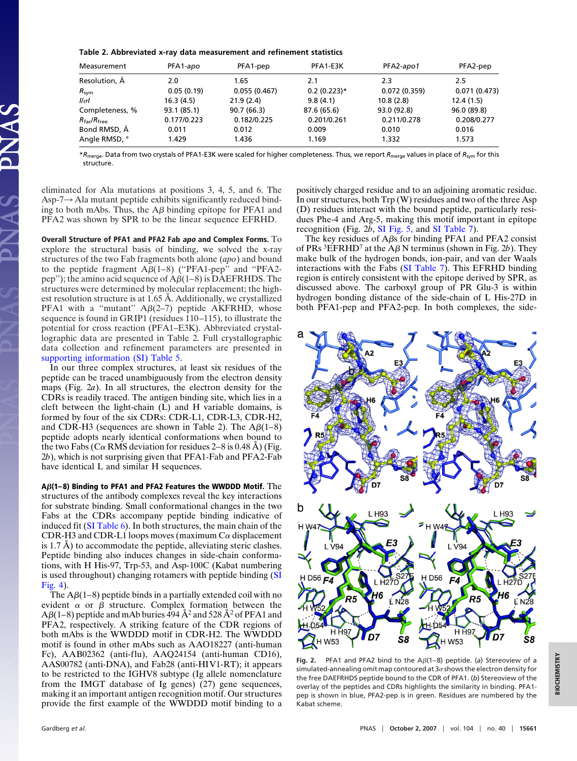**Table 2. Abbreviated x-ray data measurement and refinement statistics**

| Measurement | PFA1-*apo* | PFA1-pep | PFA1-E3K | PFA2-*apo1* | PFA2-pep |
|---|---|---|---|---|---|
| Resolution, Å | 2.0 | 1.65 | 2.1 | 2.3 | 2.5 |
| $R_{sym}$ | 0.05 (0.19) | 0.055 (0.467) | 0.2 (0.223)* | 0.072 (0.359) | 0.071 (0.473) |
| $I/\sigma I$ | 16.3 (4.5) | 21.9 (2.4) | 9.8 (4.1) | 10.8 (2.8) | 12.4 (1.5) |
| Completeness, % | 93.1 (85.1) | 90.7 (66.3) | 87.6 (65.6) | 93.0 (92.8) | 96.0 (89.8) |
| $R_{fac}/R_{free}$ | 0.177/0.223 | 0.182/0.225 | 0.201/0.261 | 0.211/0.278 | 0.208/0.277 |
| Bond RMSD, Å | 0.011 | 0.012 | 0.009 | 0.010 | 0.016 |
| Angle RMSD, ° | 1.429 | 1.436 | 1.169 | 1.332 | 1.573 |

*$R_{merge}$. Data from two crystals of PFA1-E3K were scaled for higher completeness. Thus, we report $R_{merge}$ values in place of $R_{sym}$ for this structure.

eliminated for Ala mutations at positions 3, 4, 5, and 6. The Asp-7→ Ala mutant peptide exhibits significantly reduced binding to both mAbs. Thus, the Aβ binding epitope for PFA1 and PFA2 was shown by SPR to be the linear sequence EFRHD.

**Overall Structure of PFA1 and PFA2 Fab *apo* and Complex Forms.** To explore the structural basis of binding, we solved the x-ray structures of the two Fab fragments both alone (*apo*) and bound to the peptide fragment Aβ(1–8) ("PFA1-pep" and "PFA2-pep"); the amino acid sequence of Aβ(1–8) is DAEFRHDS. The structures were determined by molecular replacement; the highest resolution structure is at 1.65 Å. Additionally, we crystallized PFA1 with a "mutant" Aβ(2–7) peptide AKFRHD, whose sequence is found in GRIP1 (residues 110–115), to illustrate the potential for cross reaction (PFA1–E3K). Abbreviated crystallographic data are presented in Table 2. Full crystallographic data collection and refinement parameters are presented in supporting information (SI) Table 5.

In our three complex structures, at least six residues of the peptide can be traced unambiguously from the electron density maps (Fig. 2*a*). In all structures, the electron density for the CDRs is readily traced. The antigen binding site, which lies in a cleft between the light-chain (L) and H variable domains, is formed by four of the six CDRs: CDR-L1, CDR-L3, CDR-H2, and CDR-H3 (sequences are shown in Table 2). The Aβ(1–8) peptide adopts nearly identical conformations when bound to the two Fabs (Cα RMS deviation for residues 2–8 is 0.48 Å) (Fig. 2*b*), which is not surprising given that PFA1-Fab and PFA2-Fab have identical L and similar H sequences.

**Aβ(1–8) Binding to PFA1 and PFA2 Features the WWDDD Motif.** The structures of the antibody complexes reveal the key interactions for substrate binding. Small conformational changes in the two Fabs at the CDRs accompany peptide binding indicative of induced fit (SI Table 6). In both structures, the main chain of the CDR-H3 and CDR-L1 loops moves (maximum Cα displacement is 1.7 Å) to accommodate the peptide, alleviating steric clashes. Peptide binding also induces changes in side-chain conformations, with H His-97, Trp-53, and Asp-100C (Kabat numbering is used throughout) changing rotamers with peptide binding (SI Fig. 4).

The Aβ(1–8) peptide binds in a partially extended coil with no evident α or β structure. Complex formation between the Aβ(1–8) peptide and mAb buries 494 Å$^2$ and 528 Å$^2$ of PFA1 and PFA2, respectively. A striking feature of the CDR regions of both mAbs is the WWDDD motif in CDR-H2. The WWDDD motif is found in other mAbs such as AAO18227 (anti-human Fc), AAB02362 (anti-flu), AAQ24154 (anti-human CD16), AAS00782 (anti-DNA), and Fab28 (anti-HIV1-RT); it appears to be restricted to the IGHV8 subtype (Ig allele nomenclature from the IMGT database of Ig genes) (27) gene sequences, making it an important antigen recognition motif. Our structures provide the first example of the WWDDD motif binding to a positively charged residue and to an adjoining aromatic residue. In our structures, both Trp (W) residues and two of the three Asp (D) residues interact with the bound peptide, particularly residues Phe-4 and Arg-5, making this motif important in epitope recognition (Fig. 2*b*, SI Fig. 5, and SI Table 7).

The key residues of Aβs for binding PFA1 and PFA2 consist of PRs $^3$EFRHD$^7$ at the Aβ N terminus (shown in Fig. 2*b*). They make bulk of the hydrogen bonds, ion-pair, and van der Waals interactions with the Fabs (SI Table 7). This EFRHD binding region is entirely consistent with the epitope derived by SPR, as discussed above. The carboxyl group of PR Glu-3 is within hydrogen bonding distance of the side-chain of L His-27D in both PFA1-pep and PFA2-pep. In both complexes, the side-

**Fig. 2.** PFA1 and PFA2 bind to the Aβ(1–8) peptide. (*a*) Stereoview of a simulated-annealing omit map contoured at 3σ shows the electron density for the free DAEFRHDS peptide bound to the CDR of PFA1. (*b*) Stereoview of the overlay of the peptides and CDRs highlights the similarity in binding. PFA1-pep is shown in blue, PFA2-pep is in green. Residues are numbered by the Kabat scheme.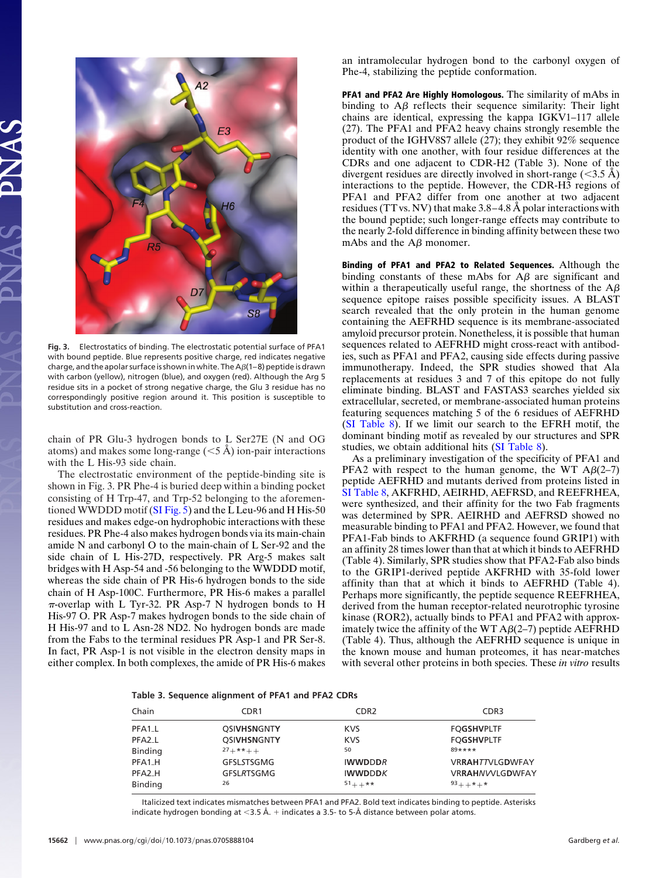Fig. 3. Electrostatics of binding. The electrostatic potential surface of PFA1 with bound peptide. Blue represents positive charge, red indicates negative charge, and the apolar surface is shown in white. The Aβ(1–8) peptide is drawn with carbon (yellow), nitrogen (blue), and oxygen (red). Although the Arg 5 residue sits in a pocket of strong negative charge, the Glu 3 residue has no correspondingly positive region around it. This position is susceptible to substitution and cross-reaction.

chain of PR Glu-3 hydrogen bonds to L Ser27E (N and OG atoms) and makes some long-range (<5 Å) ion-pair interactions with the L His-93 side chain.

The electrostatic environment of the peptide-binding site is shown in Fig. 3. PR Phe-4 is buried deep within a binding pocket consisting of H Trp-47, and Trp-52 belonging to the aforementioned WWDDD motif (SI Fig. 5) and the L Leu-96 and H His-50 residues and makes edge-on hydrophobic interactions with these residues. PR Phe-4 also makes hydrogen bonds via its main-chain amide N and carbonyl O to the main-chain of L Ser-92 and the side chain of L His-27D, respectively. PR Arg-5 makes salt bridges with H Asp-54 and -56 belonging to the WWDDD motif, whereas the side chain of PR His-6 hydrogen bonds to the side chain of H Asp-100C. Furthermore, PR His-6 makes a parallel π-overlap with L Tyr-32. PR Asp-7 N hydrogen bonds to H His-97 O. PR Asp-7 makes hydrogen bonds to the side chain of H His-97 and to L Asn-28 ND2. No hydrogen bonds are made from the Fabs to the terminal residues PR Asp-1 and PR Ser-8. In fact, PR Asp-1 is not visible in the electron density maps in either complex. In both complexes, the amide of PR His-6 makes an intramolecular hydrogen bond to the carbonyl oxygen of Phe-4, stabilizing the peptide conformation.

**PFA1 and PFA2 Are Highly Homologous.** The similarity of mAbs in binding to Aβ reflects their sequence similarity: Their light chains are identical, expressing the kappa IGKV1–117 allele (27). The PFA1 and PFA2 heavy chains strongly resemble the product of the IGHV8S7 allele (27); they exhibit 92% sequence identity with one another, with four residue differences at the CDRs and one adjacent to CDR-H2 (Table 3). None of the divergent residues are directly involved in short-range (<3.5 Å) interactions to the peptide. However, the CDR-H3 regions of PFA1 and PFA2 differ from one another at two adjacent residues (TT vs. NV) that make 3.8–4.8 Å polar interactions with the bound peptide; such longer-range effects may contribute to the nearly 2-fold difference in binding affinity between these two mAbs and the Aβ monomer.

**Binding of PFA1 and PFA2 to Related Sequences.** Although the binding constants of these mAbs for Aβ are significant and within a therapeutically useful range, the shortness of the Aβ sequence epitope raises possible specificity issues. A BLAST search revealed that the only protein in the human genome containing the AEFRHD sequence is its membrane-associated amyloid precursor protein. Nonetheless, it is possible that human sequences related to AEFRHD might cross-react with antibodies, such as PFA1 and PFA2, causing side effects during passive immunotherapy. Indeed, the SPR studies showed that Ala replacements at residues 3 and 7 of this epitope do not fully eliminate binding. BLAST and FASTAS3 searches yielded six extracellular, secreted, or membrane-associated human proteins featuring sequences matching 5 of the 6 residues of AEFRHD (SI Table 8). If we limit our search to the EFRH motif, the dominant binding motif as revealed by our structures and SPR studies, we obtain additional hits (SI Table 8).

As a preliminary investigation of the specificity of PFA1 and PFA2 with respect to the human genome, the WT Aβ(2–7) peptide AEFRHD and mutants derived from proteins listed in SI Table 8, AKFRHD, AEIRHD, AEFRSD, and REEFRHEA, were synthesized, and their affinity for the two Fab fragments was determined by SPR. AEIRHD and AEFRSD showed no measurable binding to PFA1 and PFA2. However, we found that PFA1-Fab binds to AKFRHD (a sequence found GRIP1) with an affinity 28 times lower than that at which it binds to AEFRHD (Table 4). Similarly, SPR studies show that PFA2-Fab also binds to the GRIP1-derived peptide AKFRHD with 35-fold lower affinity than that at which it binds to AEFRHD (Table 4). Perhaps more significantly, the peptide sequence REEFRHEA, derived from the human receptor-related neurotrophic tyrosine kinase (ROR2), actually binds to PFA1 and PFA2 with approximately twice the affinity of the WT Aβ(2–7) peptide AEFRHD (Table 4). Thus, although the AEFRHD sequence is unique in the known mouse and human proteomes, it has near-matches with several other proteins in both species. These *in vitro* results

**Table 3. Sequence alignment of PFA1 and PFA2 CDRs**

| Chain | CDR1 | CDR2 | CDR3 |
|---|---|---|---|
| PFA1_L | QSIV**HSNG**NTY | KVS | FQ**GSHV**PLTF |
| PFA2_L | QSIV**HSNG**NTY | KVS | FQ**GSHV**PLTF |
| Binding | 27++**++ | 50 | 89**** |
| PFA1_H | GFSLSTSGMG | **IWWDDD***R* | VRR**AH***TT*VLG**D**WFAY |
| PFA2_H | GFSL*R*TSGMG | **IWWDDD***K* | VRR**AH***NV*VLG**D**WFAY |
| Binding | 26 | 51++** | 93++*+* |

Italicized text indicates mismatches between PFA1 and PFA2. Bold text indicates binding to peptide. Asterisks indicate hydrogen bonding at <3.5 Å. + indicates a 3.5- to 5-Å distance between polar atoms.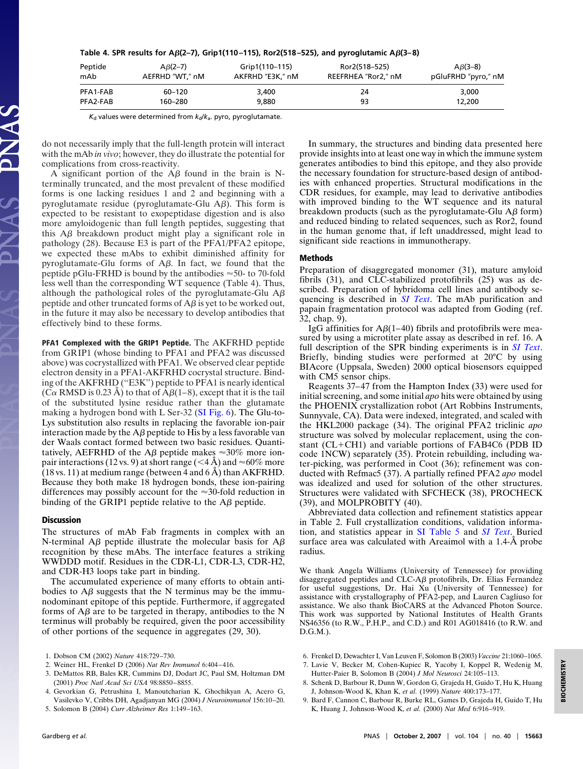**Table 4. SPR results for Aβ(2–7), Grip1(110–115), Ror2(518–525), and pyroglutamic Aβ(3–8)**

| Peptide mAb | Aβ(2–7) AEFRHD "WT," nM | Grip1(110–115) AKFRHD "E3K," nM | Ror2(518–525) REEFRHEA "Ror2," nM | Aβ(3–8) pGluFRHD "pyro," nM |
|---|---|---|---|---|
| PFA1-FAB | 60–120 | 3,400 | 24 | 3,000 |
| PFA2-FAB | 160–280 | 9,880 | 93 | 12,200 |

$K_d$ values were determined from $k_d/k_a$. pyro, pyroglutamate.

do not necessarily imply that the full-length protein will interact with the mAb *in vivo*; however, they do illustrate the potential for complications from cross-reactivity.

A significant portion of the Aβ found in the brain is N-terminally truncated, and the most prevalent of these modified forms is one lacking residues 1 and 2 and beginning with a pyroglutamate residue (pyroglutamate-Glu Aβ). This form is expected to be resistant to exopeptidase digestion and is also more amyloidogenic than full length peptides, suggesting that this Aβ breakdown product might play a significant role in pathology (28). Because E3 is part of the PFA1/PFA2 epitope, we expected these mAbs to exhibit diminished affinity for pyroglutamate-Glu forms of Aβ. In fact, we found that the peptide pGlu-FRHD is bound by the antibodies ≈50- to 70-fold less well than the corresponding WT sequence (Table 4). Thus, although the pathological roles of the pyroglutamate-Glu Aβ peptide and other truncated forms of Aβ is yet to be worked out, in the future it may also be necessary to develop antibodies that effectively bind to these forms.

**PFA1 Complexed with the GRIP1 Peptide.** The AKFRHD peptide from GRIP1 (whose binding to PFA1 and PFA2 was discussed above) was cocrystallized with PFA1. We observed clear peptide electron density in a PFA1-AKFRHD cocrystal structure. Binding of the AKFRHD ("E3K") peptide to PFA1 is nearly identical (Cα RMSD is 0.23 Å) to that of Aβ(1–8), except that it is the tail of the substituted lysine residue rather than the glutamate making a hydrogen bond with L Ser-32 (SI Fig. 6). The Glu-to-Lys substitution also results in replacing the favorable ion-pair interaction made by the Aβ peptide to His by a less favorable van der Waals contact formed between two basic residues. Quantitatively, AEFRHD of the Aβ peptide makes ≈30% more ion-pair interactions (12 vs. 9) at short range (<4 Å) and ≈60% more (18 vs. 11) at medium range (between 4 and 6 Å) than AKFRHD. Because they both make 18 hydrogen bonds, these ion-pairing differences may possibly account for the ≈30-fold reduction in binding of the GRIP1 peptide relative to the Aβ peptide.

## Discussion

The structures of mAb Fab fragments in complex with an N-terminal Aβ peptide illustrate the molecular basis for Aβ recognition by these mAbs. The interface features a striking WWDDD motif. Residues in the CDR-L1, CDR-L3, CDR-H2, and CDR-H3 loops take part in binding.

The accumulated experience of many efforts to obtain antibodies to Aβ suggests that the N terminus may be the immunodominant epitope of this peptide. Furthermore, if aggregated forms of Aβ are to be targeted in therapy, antibodies to the N terminus will probably be required, given the poor accessibility of other portions of the sequence in aggregates (29, 30).

In summary, the structures and binding data presented here provide insights into at least one way in which the immune system generates antibodies to bind this epitope, and they also provide the necessary foundation for structure-based design of antibodies with enhanced properties. Structural modifications in the CDR residues, for example, may lead to derivative antibodies with improved binding to the WT sequence and its natural breakdown products (such as the pyroglutamate-Glu Aβ form) and reduced binding to related sequences, such as Ror2, found in the human genome that, if left unaddressed, might lead to significant side reactions in immunotherapy.

## Methods

Preparation of disaggregated monomer (31), mature amyloid fibrils (31), and CLC-stabilized protofibrils (25) was as described. Preparation of hybridoma cell lines and antibody sequencing is described in *SI Text*. The mAb purification and papain fragmentation protocol was adapted from Goding (ref. 32, chap. 9).

IgG affinities for Aβ(1–40) fibrils and protofibrils were measured by using a microtiter plate assay as described in ref. 16. A full description of the SPR binding experiments is in *SI Text*. Briefly, binding studies were performed at 20°C by using BIAcore (Uppsala, Sweden) 2000 optical biosensors equipped with CM5 sensor chips.

Reagents 37–47 from the Hampton Index (33) were used for initial screening, and some initial *apo* hits were obtained by using the PHOENIX crystallization robot (Art Robbins Instruments, Sunnyvale, CA). Data were indexed, integrated, and scaled with the HKL2000 package (34). The original PFA2 triclinic *apo* structure was solved by molecular replacement, using the constant (CL+CH1) and variable portions of FAB4C6 (PDB ID code 1NCW) separately (35). Protein rebuilding, including water-picking, was performed in Coot (36); refinement was conducted with Refmac5 (37). A partially refined PFA2 *apo* model was idealized and used for solution of the other structures. Structures were validated with SFCHECK (38), PROCHECK (39), and MOLPROBITY (40).

Abbreviated data collection and refinement statistics appear in Table 2. Full crystallization conditions, validation information, and statistics appear in SI Table 5 and *SI Text*. Buried surface area was calculated with Areaimol with a 1.4-Å probe radius.

We thank Angela Williams (University of Tennessee) for providing disaggregated peptides and CLC-Aβ protofibrils, Dr. Elias Fernandez for useful suggestions, Dr. Hai Xu (University of Tennessee) for assistance with crystallography of PFA2-pep, and Lauren Cagliuso for assistance. We also thank BioCARS at the Advanced Photon Source. This work was supported by National Institutes of Health Grants NS46356 (to R.W., P.H.P., and C.D.) and R01 AG018416 (to R.W. and D.G.M.).

1. Dobson CM (2002) *Nature* 418:729–730.
2. Weiner HL, Frenkel D (2006) *Nat Rev Immunol* 6:404–416.
3. DeMattos RB, Bales KR, Cummins DJ, Dodart JC, Paul SM, Holtzman DM (2001) *Proc Natl Acad Sci USA* 98:8850–8855.
4. Gevorkian G, Petrushina I, Manoutcharian K, Ghochikyan A, Acero G, Vasilevko V, Cribbs DH, Agadjanyan MG (2004) *J Neuroimmunol* 156:10–20.
5. Solomon B (2004) *Curr Alzheimer Res* 1:149–163.
6. Frenkel D, Dewachter I, Van Leuven F, Solomon B (2003) *Vaccine* 21:1060–1065.
7. Lavie V, Becker M, Cohen-Kupiec R, Yacoby I, Koppel R, Wedenig M, Hutter-Paier B, Solomon B (2004) *J Mol Neurosci* 24:105–113.
8. Schenk D, Barbour R, Dunn W, Gordon G, Grajeda H, Guido T, Hu K, Huang J, Johnson-Wood K, Khan K, *et al.* (1999) *Nature* 400:173–177.
9. Bard F, Cannon C, Barbour R, Burke RL, Games D, Grajeda H, Guido T, Hu K, Huang J, Johnson-Wood K, *et al.* (2000) *Nat Med* 6:916–919.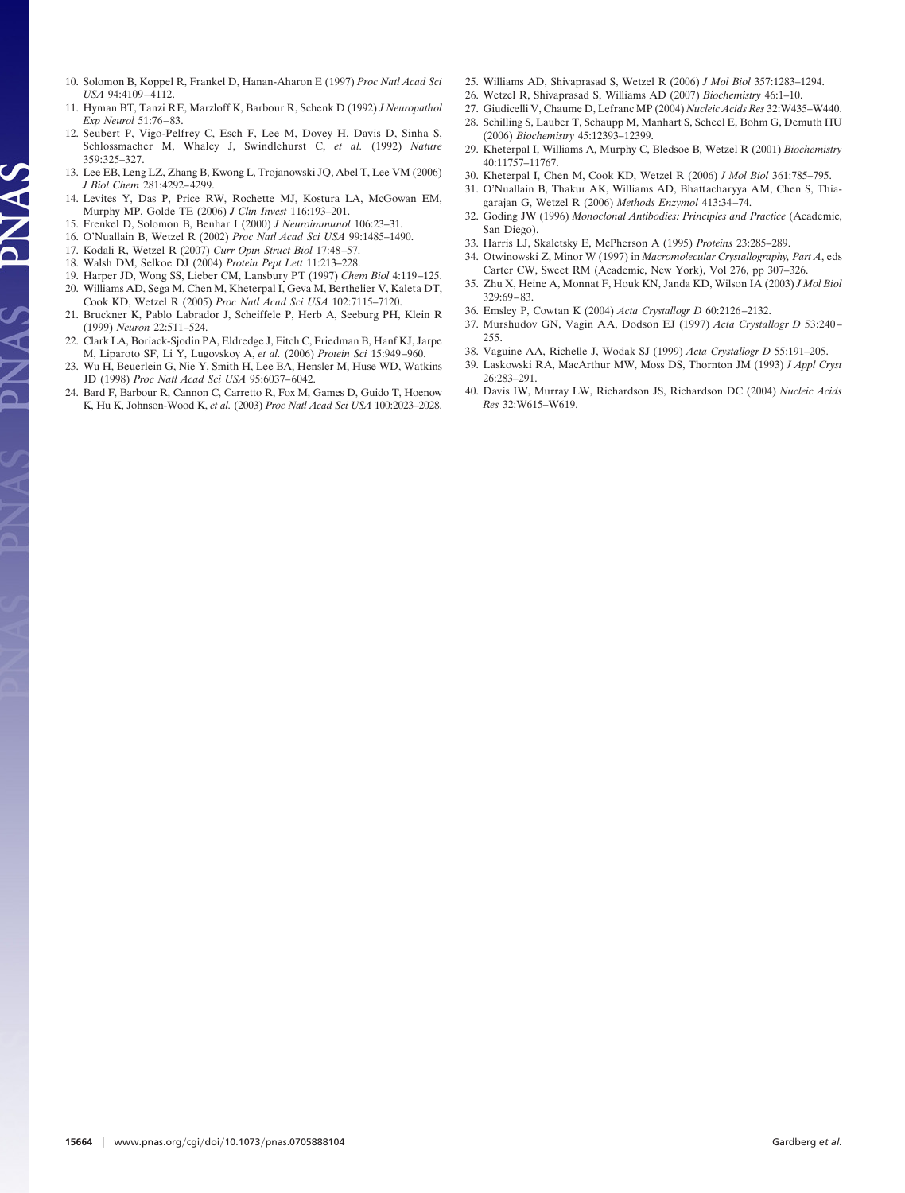10. Solomon B, Koppel R, Frankel D, Hanan-Aharon E (1997) *Proc Natl Acad Sci USA* 94:4109–4112.
11. Hyman BT, Tanzi RE, Marzloff K, Barbour R, Schenk D (1992) *J Neuropathol Exp Neurol* 51:76–83.
12. Seubert P, Vigo-Pelfrey C, Esch F, Lee M, Dovey H, Davis D, Sinha S, Schlossmacher M, Whaley J, Swindlehurst C, *et al.* (1992) *Nature* 359:325–327.
13. Lee EB, Leng LZ, Zhang B, Kwong L, Trojanowski JQ, Abel T, Lee VM (2006) *J Biol Chem* 281:4292–4299.
14. Levites Y, Das P, Price RW, Rochette MJ, Kostura LA, McGowan EM, Murphy MP, Golde TE (2006) *J Clin Invest* 116:193–201.
15. Frenkel D, Solomon B, Benhar I (2000) *J Neuroimmunol* 106:23–31.
16. O'Nuallain B, Wetzel R (2002) *Proc Natl Acad Sci USA* 99:1485–1490.
17. Kodali R, Wetzel R (2007) *Curr Opin Struct Biol* 17:48–57.
18. Walsh DM, Selkoe DJ (2004) *Protein Pept Lett* 11:213–228.
19. Harper JD, Wong SS, Lieber CM, Lansbury PT (1997) *Chem Biol* 4:119–125.
20. Williams AD, Sega M, Chen M, Kheterpal I, Geva M, Berthelier V, Kaleta DT, Cook KD, Wetzel R (2005) *Proc Natl Acad Sci USA* 102:7115–7120.
21. Bruckner K, Pablo Labrador J, Scheiffele P, Herb A, Seeburg PH, Klein R (1999) *Neuron* 22:511–524.
22. Clark LA, Boriack-Sjodin PA, Eldredge J, Fitch C, Friedman B, Hanf KJ, Jarpe M, Liparoto SF, Li Y, Lugovskoy A, *et al.* (2006) *Protein Sci* 15:949–960.
23. Wu H, Beuerlein G, Nie Y, Smith H, Lee BA, Hensler M, Huse WD, Watkins JD (1998) *Proc Natl Acad Sci USA* 95:6037–6042.
24. Bard F, Barbour R, Cannon C, Carretto R, Fox M, Games D, Guido T, Hoenow K, Hu K, Johnson-Wood K, *et al.* (2003) *Proc Natl Acad Sci USA* 100:2023–2028.
25. Williams AD, Shivaprasad S, Wetzel R (2006) *J Mol Biol* 357:1283–1294.
26. Wetzel R, Shivaprasad S, Williams AD (2007) *Biochemistry* 46:1–10.
27. Giudicelli V, Chaume D, Lefranc MP (2004) *Nucleic Acids Res* 32:W435–W440.
28. Schilling S, Lauber T, Schaupp M, Manhart S, Scheel E, Bohm G, Demuth HU (2006) *Biochemistry* 45:12393–12399.
29. Kheterpal I, Williams A, Murphy C, Bledsoe B, Wetzel R (2001) *Biochemistry* 40:11757–11767.
30. Kheterpal I, Chen M, Cook KD, Wetzel R (2006) *J Mol Biol* 361:785–795.
31. O'Nuallain B, Thakur AK, Williams AD, Bhattacharyya AM, Chen S, Thiagarajan G, Wetzel R (2006) *Methods Enzymol* 413:34–74.
32. Goding JW (1996) *Monoclonal Antibodies: Principles and Practice* (Academic, San Diego).
33. Harris LJ, Skaletsky E, McPherson A (1995) *Proteins* 23:285–289.
34. Otwinowski Z, Minor W (1997) in *Macromolecular Crystallography, Part A*, eds Carter CW, Sweet RM (Academic, New York), Vol 276, pp 307–326.
35. Zhu X, Heine A, Monnat F, Houk KN, Janda KD, Wilson IA (2003) *J Mol Biol* 329:69–83.
36. Emsley P, Cowtan K (2004) *Acta Crystallogr D* 60:2126–2132.
37. Murshudov GN, Vagin AA, Dodson EJ (1997) *Acta Crystallogr D* 53:240–255.
38. Vaguine AA, Richelle J, Wodak SJ (1999) *Acta Crystallogr D* 55:191–205.
39. Laskowski RA, MacArthur MW, Moss DS, Thornton JM (1993) *J Appl Cryst* 26:283–291.
40. Davis IW, Murray LW, Richardson JS, Richardson DC (2004) *Nucleic Acids Res* 32:W615–W619.